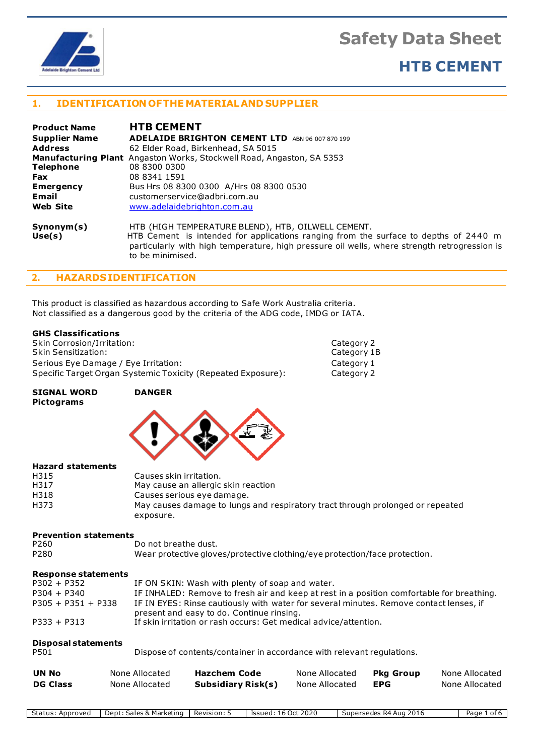# Safety Data Sheet

## HTB CEMENT

## 1. IDENTIFICATION OF THE MATERIAL AND SUPPLIER

**Product Name** **HTB CEMENT**
**Supplier Name** **ADELAIDE BRIGHTON CEMENT LTD** ABN 96 007 870 199
**Address** 62 Elder Road, Birkenhead, SA 5015
**Manufacturing Plant** Angaston Works, Stockwell Road, Angaston, SA 5353
**Telephone** 08 8300 0300
**Fax** 08 8341 1591
**Emergency** Bus Hrs 08 8300 0300 A/Hrs 08 8300 0530
**Email** customerservice@adbri.com.au
**Web Site** www.adelaidebrighton.com.au

**Synonym(s)** HTB (HIGH TEMPERATURE BLEND), HTB, OILWELL CEMENT.
**Use(s)** HTB Cement is intended for applications ranging from the surface to depths of 2440 m particularly with high temperature, high pressure oil wells, where strength retrogression is to be minimised.

## 2. HAZARDS IDENTIFICATION

This product is classified as hazardous according to Safe Work Australia criteria.
Not classified as a dangerous good by the criteria of the ADG code, IMDG or IATA.

**GHS Classifications**

| | |
|---|---|
| Skin Corrosion/Irritation: | Category 2 |
| Skin Sensitization: | Category 1B |
| Serious Eye Damage / Eye Irritation: | Category 1 |
| Specific Target Organ Systemic Toxicity (Repeated Exposure): | Category 2 |

**SIGNAL WORD** **DANGER**
**Pictograms**

**Hazard statements**

| | |
|---|---|
| H315 | Causes skin irritation. |
| H317 | May cause an allergic skin reaction |
| H318 | Causes serious eye damage. |
| H373 | May causes damage to lungs and respiratory tract through prolonged or repeated exposure. |

**Prevention statements**

| | |
|---|---|
| P260 | Do not breathe dust. |
| P280 | Wear protective gloves/protective clothing/eye protection/face protection. |

**Response statements**

| | |
|---|---|
| P302 + P352 | IF ON SKIN: Wash with plenty of soap and water. |
| P304 + P340 | IF INHALED: Remove to fresh air and keep at rest in a position comfortable for breathing. |
| P305 + P351 + P338 | IF IN EYES: Rinse cautiously with water for several minutes. Remove contact lenses, if present and easy to do. Continue rinsing. |
| P333 + P313 | If skin irritation or rash occurs: Get medical advice/attention. |

**Disposal statements**

| | |
|---|---|
| P501 | Dispose of contents/container in accordance with relevant regulations. |

| | | | | | |
|---|---|---|---|---|---|
| **UN No** | None Allocated | **Hazchem Code** | None Allocated | **Pkg Group** | None Allocated |
| **DG Class** | None Allocated | **Subsidiary Risk(s)** | None Allocated | **EPG** | None Allocated |

Status: Approved | Dept: Sales & Marketing | Revision: 5 | Issued: 16 Oct 2020 | Supersedes R4 Aug 2016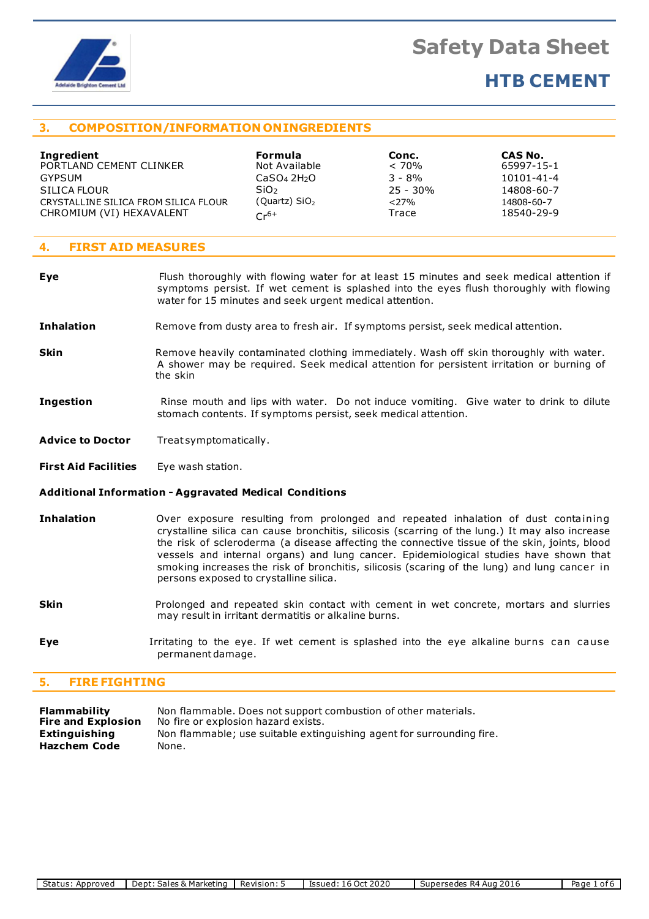## 3. COMPOSITION/INFORMATION ON INGREDIENTS

| Ingredient | Formula | Conc. | CAS No. |
|---|---|---|---|
| PORTLAND CEMENT CLINKER | Not Available | < 70% | 65997-15-1 |
| GYPSUM | $CaSO_4\ 2H_2O$ | 3 - 8% | 10101-41-4 |
| SILICA FLOUR | $SiO_2$ | 25 - 30% | 14808-60-7 |
| CRYSTALLINE SILICA FROM SILICA FLOUR | (Quartz) $SiO_2$ | <27% | 14808-60-7 |
| CHROMIUM (VI) HEXAVALENT | $Cr^{6+}$ | Trace | 18540-29-9 |

## 4. FIRST AID MEASURES

**Eye** Flush thoroughly with flowing water for at least 15 minutes and seek medical attention if symptoms persist. If wet cement is splashed into the eyes flush thoroughly with flowing water for 15 minutes and seek urgent medical attention.

**Inhalation** Remove from dusty area to fresh air. If symptoms persist, seek medical attention.

**Skin** Remove heavily contaminated clothing immediately. Wash off skin thoroughly with water. A shower may be required. Seek medical attention for persistent irritation or burning of the skin

**Ingestion** Rinse mouth and lips with water. Do not induce vomiting. Give water to drink to dilute stomach contents. If symptoms persist, seek medical attention.

**Advice to Doctor** Treat symptomatically.

**First Aid Facilities** Eye wash station.

**Additional Information - Aggravated Medical Conditions**

**Inhalation** Over exposure resulting from prolonged and repeated inhalation of dust containing crystalline silica can cause bronchitis, silicosis (scarring of the lung.) It may also increase the risk of scleroderma (a disease affecting the connective tissue of the skin, joints, blood vessels and internal organs) and lung cancer. Epidemiological studies have shown that smoking increases the risk of bronchitis, silicosis (scaring of the lung) and lung cancer in persons exposed to crystalline silica.

**Skin** Prolonged and repeated skin contact with cement in wet concrete, mortars and slurries may result in irritant dermatitis or alkaline burns.

**Eye** Irritating to the eye. If wet cement is splashed into the eye alkaline burns can cause permanent damage.

## 5. FIRE FIGHTING

**Flammability** Non flammable. Does not support combustion of other materials.
**Fire and Explosion** No fire or explosion hazard exists.
**Extinguishing** Non flammable; use suitable extinguishing agent for surrounding fire.
**Hazchem Code** None.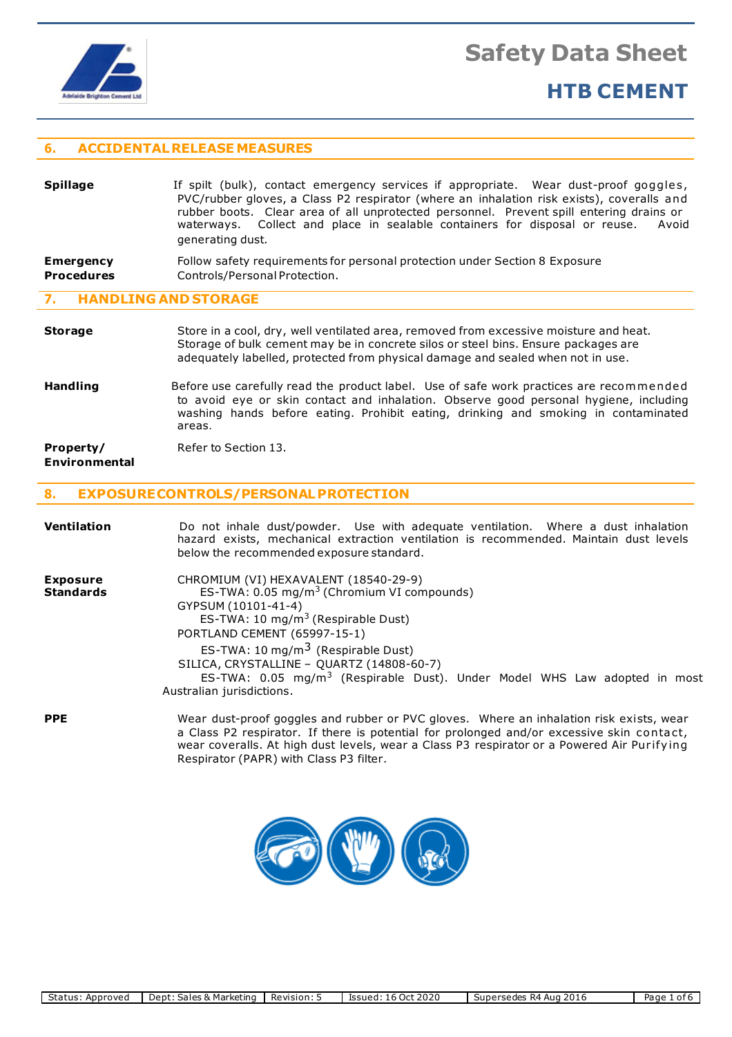## 6. ACCIDENTAL RELEASE MEASURES

**Spillage**

If spilt (bulk), contact emergency services if appropriate. Wear dust-proof goggles, PVC/rubber gloves, a Class P2 respirator (where an inhalation risk exists), coveralls and rubber boots. Clear area of all unprotected personnel. Prevent spill entering drains or waterways. Collect and place in sealable containers for disposal or reuse. Avoid generating dust.

**Emergency Procedures**

Follow safety requirements for personal protection under Section 8 Exposure Controls/Personal Protection.

## 7. HANDLING AND STORAGE

**Storage**

Store in a cool, dry, well ventilated area, removed from excessive moisture and heat. Storage of bulk cement may be in concrete silos or steel bins. Ensure packages are adequately labelled, protected from physical damage and sealed when not in use.

**Handling**

Before use carefully read the product label. Use of safe work practices are recommended to avoid eye or skin contact and inhalation. Observe good personal hygiene, including washing hands before eating. Prohibit eating, drinking and smoking in contaminated areas.

**Property/ Environmental**

Refer to Section 13.

## 8. EXPOSURE CONTROLS/PERSONAL PROTECTION

**Ventilation**

Do not inhale dust/powder. Use with adequate ventilation. Where a dust inhalation hazard exists, mechanical extraction ventilation is recommended. Maintain dust levels below the recommended exposure standard.

**Exposure Standards**

CHROMIUM (VI) HEXAVALENT (18540-29-9)
ES-TWA: 0.05 mg/$m^3$ (Chromium VI compounds)
GYPSUM (10101-41-4)
ES-TWA: 10 mg/$m^3$ (Respirable Dust)
PORTLAND CEMENT (65997-15-1)
ES-TWA: 10 mg/$m^3$ (Respirable Dust)
SILICA, CRYSTALLINE – QUARTZ (14808-60-7)
ES-TWA: 0.05 mg/$m^3$ (Respirable Dust). Under Model WHS Law adopted in most Australian jurisdictions.

**PPE**

Wear dust-proof goggles and rubber or PVC gloves. Where an inhalation risk exists, wear a Class P2 respirator. If there is potential for prolonged and/or excessive skin contact, wear coveralls. At high dust levels, wear a Class P3 respirator or a Powered Air Purifying Respirator (PAPR) with Class P3 filter.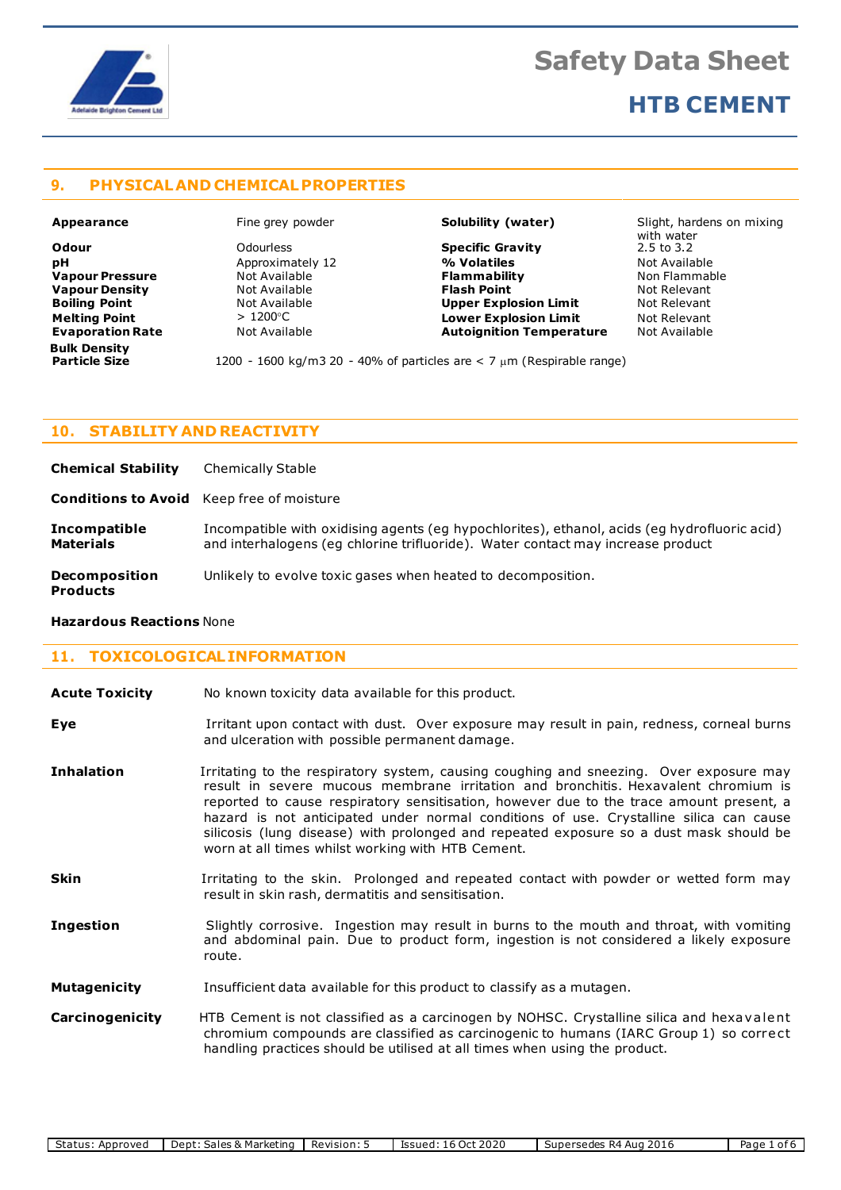## 9. PHYSICAL AND CHEMICAL PROPERTIES

| Property | Value | Property | Value |
|---|---|---|---|
| **Appearance** | Fine grey powder | **Solubility (water)** | Slight, hardens on mixing with water |
| **Odour** | Odourless | **Specific Gravity** | 2.5 to 3.2 |
| **pH** | Approximately 12 | **% Volatiles** | Not Available |
| **Vapour Pressure** | Not Available | **Flammability** | Non Flammable |
| **Vapour Density** | Not Available | **Flash Point** | Not Relevant |
| **Boiling Point** | Not Available | **Upper Explosion Limit** | Not Relevant |
| **Melting Point** | > 1200°C | **Lower Explosion Limit** | Not Relevant |
| **Evaporation Rate** | Not Available | **Autoignition Temperature** | Not Available |
| **Bulk Density** | 1200 - 1600 kg/m3 | | |
| **Particle Size** | 20 - 40% of particles are < 7 μm (Respirable range) | | |

## 10. STABILITY AND REACTIVITY

**Chemical Stability** Chemically Stable

**Conditions to Avoid** Keep free of moisture

**Incompatible Materials** Incompatible with oxidising agents (eg hypochlorites), ethanol, acids (eg hydrofluoric acid) and interhalogens (eg chlorine trifluoride). Water contact may increase product

**Decomposition Products** Unlikely to evolve toxic gases when heated to decomposition.

**Hazardous Reactions** None

## 11. TOXICOLOGICAL INFORMATION

**Acute Toxicity** No known toxicity data available for this product.

**Eye** Irritant upon contact with dust. Over exposure may result in pain, redness, corneal burns and ulceration with possible permanent damage.

**Inhalation** Irritating to the respiratory system, causing coughing and sneezing. Over exposure may result in severe mucous membrane irritation and bronchitis. Hexavalent chromium is reported to cause respiratory sensitisation, however due to the trace amount present, a hazard is not anticipated under normal conditions of use. Crystalline silica can cause silicosis (lung disease) with prolonged and repeated exposure so a dust mask should be worn at all times whilst working with HTB Cement.

**Skin** Irritating to the skin. Prolonged and repeated contact with powder or wetted form may result in skin rash, dermatitis and sensitisation.

**Ingestion** Slightly corrosive. Ingestion may result in burns to the mouth and throat, with vomiting and abdominal pain. Due to product form, ingestion is not considered a likely exposure route.

**Mutagenicity** Insufficient data available for this product to classify as a mutagen.

**Carcinogenicity** HTB Cement is not classified as a carcinogen by NOHSC. Crystalline silica and hexavalent chromium compounds are classified as carcinogenic to humans (IARC Group 1) so correct handling practices should be utilised at all times when using the product.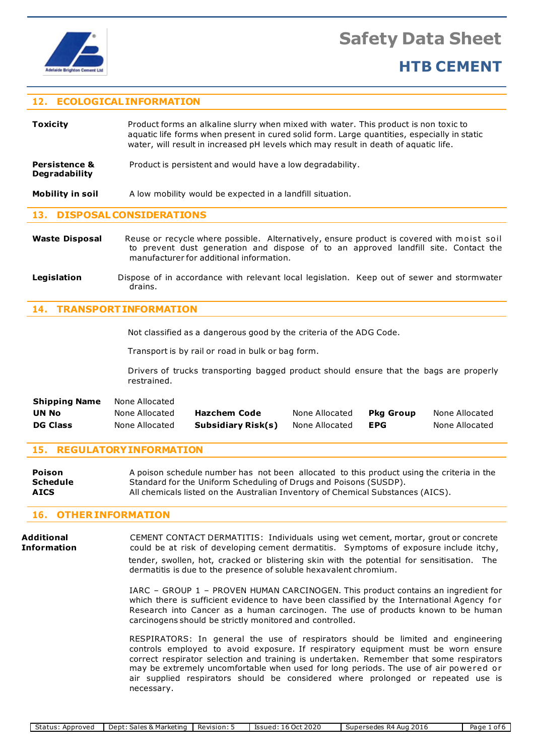## 12. ECOLOGICAL INFORMATION

**Toxicity** Product forms an alkaline slurry when mixed with water. This product is non toxic to aquatic life forms when present in cured solid form. Large quantities, especially in static water, will result in increased pH levels which may result in death of aquatic life.

**Persistence & Degradability** Product is persistent and would have a low degradability.

**Mobility in soil** A low mobility would be expected in a landfill situation.

## 13. DISPOSAL CONSIDERATIONS

**Waste Disposal** Reuse or recycle where possible. Alternatively, ensure product is covered with moist soil to prevent dust generation and dispose of to an approved landfill site. Contact the manufacturer for additional information.

**Legislation** Dispose of in accordance with relevant local legislation. Keep out of sewer and stormwater drains.

## 14. TRANSPORT INFORMATION

Not classified as a dangerous good by the criteria of the ADG Code.

Transport is by rail or road in bulk or bag form.

Drivers of trucks transporting bagged product should ensure that the bags are properly restrained.

| | | | | | |
|---|---|---|---|---|---|
| **Shipping Name** | None Allocated | | | | |
| **UN No** | None Allocated | **Hazchem Code** | None Allocated | **Pkg Group** | None Allocated |
| **DG Class** | None Allocated | **Subsidiary Risk(s)** | None Allocated | **EPG** | None Allocated |

## 15. REGULATORY INFORMATION

**Poison Schedule** A poison schedule number has not been allocated to this product using the criteria in the Standard for the Uniform Scheduling of Drugs and Poisons (SUSDP).

**AICS** All chemicals listed on the Australian Inventory of Chemical Substances (AICS).

## 16. OTHER INFORMATION

**Additional Information**

CEMENT CONTACT DERMATITIS: Individuals using wet cement, mortar, grout or concrete could be at risk of developing cement dermatitis. Symptoms of exposure include itchy, tender, swollen, hot, cracked or blistering skin with the potential for sensitisation. The dermatitis is due to the presence of soluble hexavalent chromium.

IARC – GROUP 1 – PROVEN HUMAN CARCINOGEN. This product contains an ingredient for which there is sufficient evidence to have been classified by the International Agency for Research into Cancer as a human carcinogen. The use of products known to be human carcinogens should be strictly monitored and controlled.

RESPIRATORS: In general the use of respirators should be limited and engineering controls employed to avoid exposure. If respiratory equipment must be worn ensure correct respirator selection and training is undertaken. Remember that some respirators may be extremely uncomfortable when used for long periods. The use of air powered or air supplied respirators should be considered where prolonged or repeated use is necessary.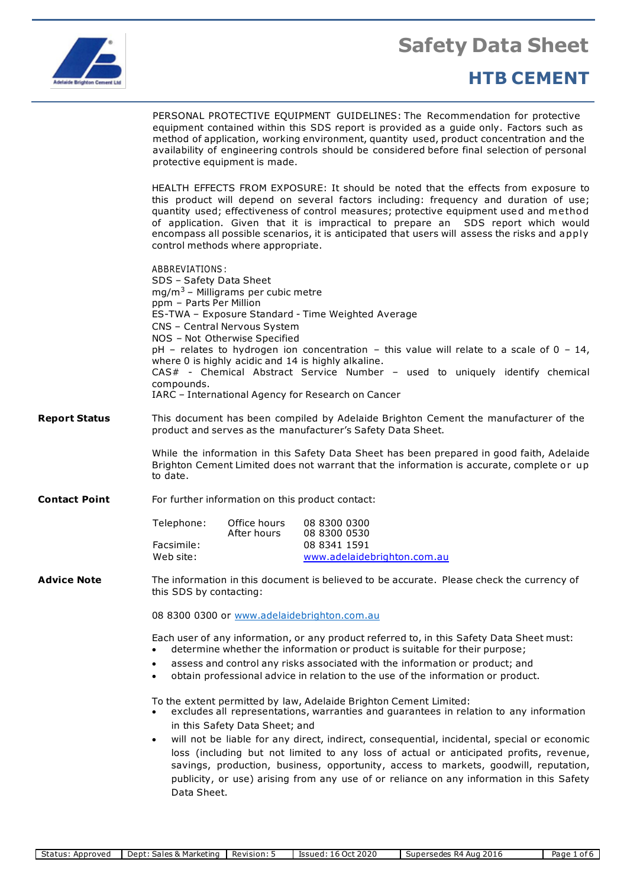PERSONAL PROTECTIVE EQUIPMENT GUIDELINES: The Recommendation for protective equipment contained within this SDS report is provided as a guide only. Factors such as method of application, working environment, quantity used, product concentration and the availability of engineering controls should be considered before final selection of personal protective equipment is made.

HEALTH EFFECTS FROM EXPOSURE: It should be noted that the effects from exposure to this product will depend on several factors including: frequency and duration of use; quantity used; effectiveness of control measures; protective equipment used and method of application. Given that it is impractical to prepare an SDS report which would encompass all possible scenarios, it is anticipated that users will assess the risks and apply control methods where appropriate.

ABBREVIATIONS:
SDS – Safety Data Sheet
$mg/m^3$ – Milligrams per cubic metre
ppm – Parts Per Million
ES-TWA – Exposure Standard - Time Weighted Average
CNS – Central Nervous System
NOS – Not Otherwise Specified
pH – relates to hydrogen ion concentration – this value will relate to a scale of 0 – 14, where 0 is highly acidic and 14 is highly alkaline.
CAS# - Chemical Abstract Service Number – used to uniquely identify chemical compounds.
IARC – International Agency for Research on Cancer

**Report Status**

This document has been compiled by Adelaide Brighton Cement the manufacturer of the product and serves as the manufacturer's Safety Data Sheet.

While the information in this Safety Data Sheet has been prepared in good faith, Adelaide Brighton Cement Limited does not warrant that the information is accurate, complete or up to date.

**Contact Point**

For further information on this product contact:

| | | |
|---|---|---|
| Telephone: | Office hours | 08 8300 0300 |
| | After hours | 08 8300 0530 |
| Facsimile: | | 08 8341 1591 |
| Web site: | | www.adelaidebrighton.com.au |

**Advice Note**

The information in this document is believed to be accurate. Please check the currency of this SDS by contacting:

08 8300 0300 or www.adelaidebrighton.com.au

Each user of any information, or any product referred to, in this Safety Data Sheet must:

- determine whether the information or product is suitable for their purpose;
- assess and control any risks associated with the information or product; and
- obtain professional advice in relation to the use of the information or product.

To the extent permitted by law, Adelaide Brighton Cement Limited:

- excludes all representations, warranties and guarantees in relation to any information in this Safety Data Sheet; and
- will not be liable for any direct, indirect, consequential, incidental, special or economic loss (including but not limited to any loss of actual or anticipated profits, revenue, savings, production, business, opportunity, access to markets, goodwill, reputation, publicity, or use) arising from any use of or reliance on any information in this Safety Data Sheet.